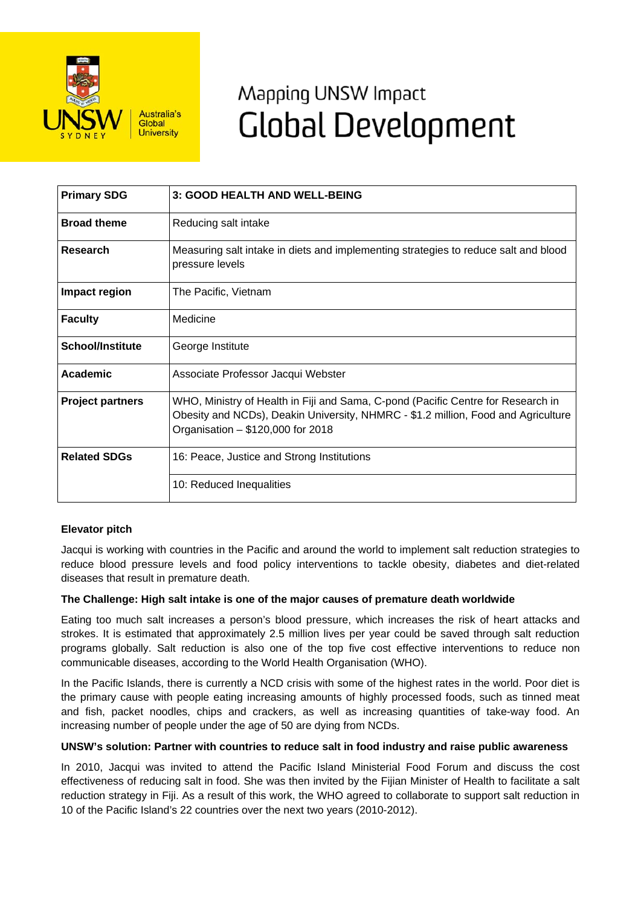# Mapping UNSW Impact
# Global Development

| Primary SDG | 3: GOOD HEALTH AND WELL-BEING |
| --- | --- |
| **Broad theme** | Reducing salt intake |
| **Research** | Measuring salt intake in diets and implementing strategies to reduce salt and blood pressure levels |
| **Impact region** | The Pacific, Vietnam |
| **Faculty** | Medicine |
| **School/Institute** | George Institute |
| **Academic** | Associate Professor Jacqui Webster |
| **Project partners** | WHO, Ministry of Health in Fiji and Sama, C-pond (Pacific Centre for Research in Obesity and NCDs), Deakin University, NHMRC - $1.2 million, Food and Agriculture Organisation – $120,000 for 2018 |
| **Related SDGs** | 16: Peace, Justice and Strong Institutions |
| | 10: Reduced Inequalities |

**Elevator pitch**

Jacqui is working with countries in the Pacific and around the world to implement salt reduction strategies to reduce blood pressure levels and food policy interventions to tackle obesity, diabetes and diet-related diseases that result in premature death.

**The Challenge: High salt intake is one of the major causes of premature death worldwide**

Eating too much salt increases a person's blood pressure, which increases the risk of heart attacks and strokes. It is estimated that approximately 2.5 million lives per year could be saved through salt reduction programs globally. Salt reduction is also one of the top five cost effective interventions to reduce non communicable diseases, according to the World Health Organisation (WHO).

In the Pacific Islands, there is currently a NCD crisis with some of the highest rates in the world. Poor diet is the primary cause with people eating increasing amounts of highly processed foods, such as tinned meat and fish, packet noodles, chips and crackers, as well as increasing quantities of take-way food. An increasing number of people under the age of 50 are dying from NCDs.

**UNSW's solution: Partner with countries to reduce salt in food industry and raise public awareness**

In 2010, Jacqui was invited to attend the Pacific Island Ministerial Food Forum and discuss the cost effectiveness of reducing salt in food. She was then invited by the Fijian Minister of Health to facilitate a salt reduction strategy in Fiji. As a result of this work, the WHO agreed to collaborate to support salt reduction in 10 of the Pacific Island's 22 countries over the next two years (2010-2012).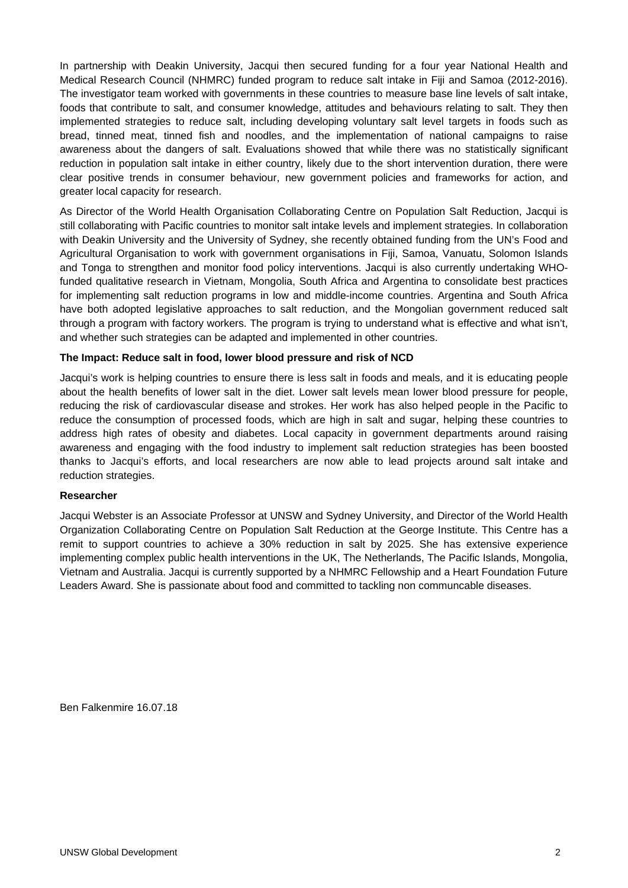In partnership with Deakin University, Jacqui then secured funding for a four year National Health and Medical Research Council (NHMRC) funded program to reduce salt intake in Fiji and Samoa (2012-2016). The investigator team worked with governments in these countries to measure base line levels of salt intake, foods that contribute to salt, and consumer knowledge, attitudes and behaviours relating to salt. They then implemented strategies to reduce salt, including developing voluntary salt level targets in foods such as bread, tinned meat, tinned fish and noodles, and the implementation of national campaigns to raise awareness about the dangers of salt. Evaluations showed that while there was no statistically significant reduction in population salt intake in either country, likely due to the short intervention duration, there were clear positive trends in consumer behaviour, new government policies and frameworks for action, and greater local capacity for research.

As Director of the World Health Organisation Collaborating Centre on Population Salt Reduction, Jacqui is still collaborating with Pacific countries to monitor salt intake levels and implement strategies. In collaboration with Deakin University and the University of Sydney, she recently obtained funding from the UN's Food and Agricultural Organisation to work with government organisations in Fiji, Samoa, Vanuatu, Solomon Islands and Tonga to strengthen and monitor food policy interventions. Jacqui is also currently undertaking WHO-funded qualitative research in Vietnam, Mongolia, South Africa and Argentina to consolidate best practices for implementing salt reduction programs in low and middle-income countries. Argentina and South Africa have both adopted legislative approaches to salt reduction, and the Mongolian government reduced salt through a program with factory workers. The program is trying to understand what is effective and what isn't, and whether such strategies can be adapted and implemented in other countries.

**The Impact: Reduce salt in food, lower blood pressure and risk of NCD**

Jacqui's work is helping countries to ensure there is less salt in foods and meals, and it is educating people about the health benefits of lower salt in the diet. Lower salt levels mean lower blood pressure for people, reducing the risk of cardiovascular disease and strokes. Her work has also helped people in the Pacific to reduce the consumption of processed foods, which are high in salt and sugar, helping these countries to address high rates of obesity and diabetes. Local capacity in government departments around raising awareness and engaging with the food industry to implement salt reduction strategies has been boosted thanks to Jacqui's efforts, and local researchers are now able to lead projects around salt intake and reduction strategies.

**Researcher**

Jacqui Webster is an Associate Professor at UNSW and Sydney University, and Director of the World Health Organization Collaborating Centre on Population Salt Reduction at the George Institute. This Centre has a remit to support countries to achieve a 30% reduction in salt by 2025. She has extensive experience implementing complex public health interventions in the UK, The Netherlands, The Pacific Islands, Mongolia, Vietnam and Australia. Jacqui is currently supported by a NHMRC Fellowship and a Heart Foundation Future Leaders Award. She is passionate about food and committed to tackling non communcable diseases.

Ben Falkenmire 16.07.18